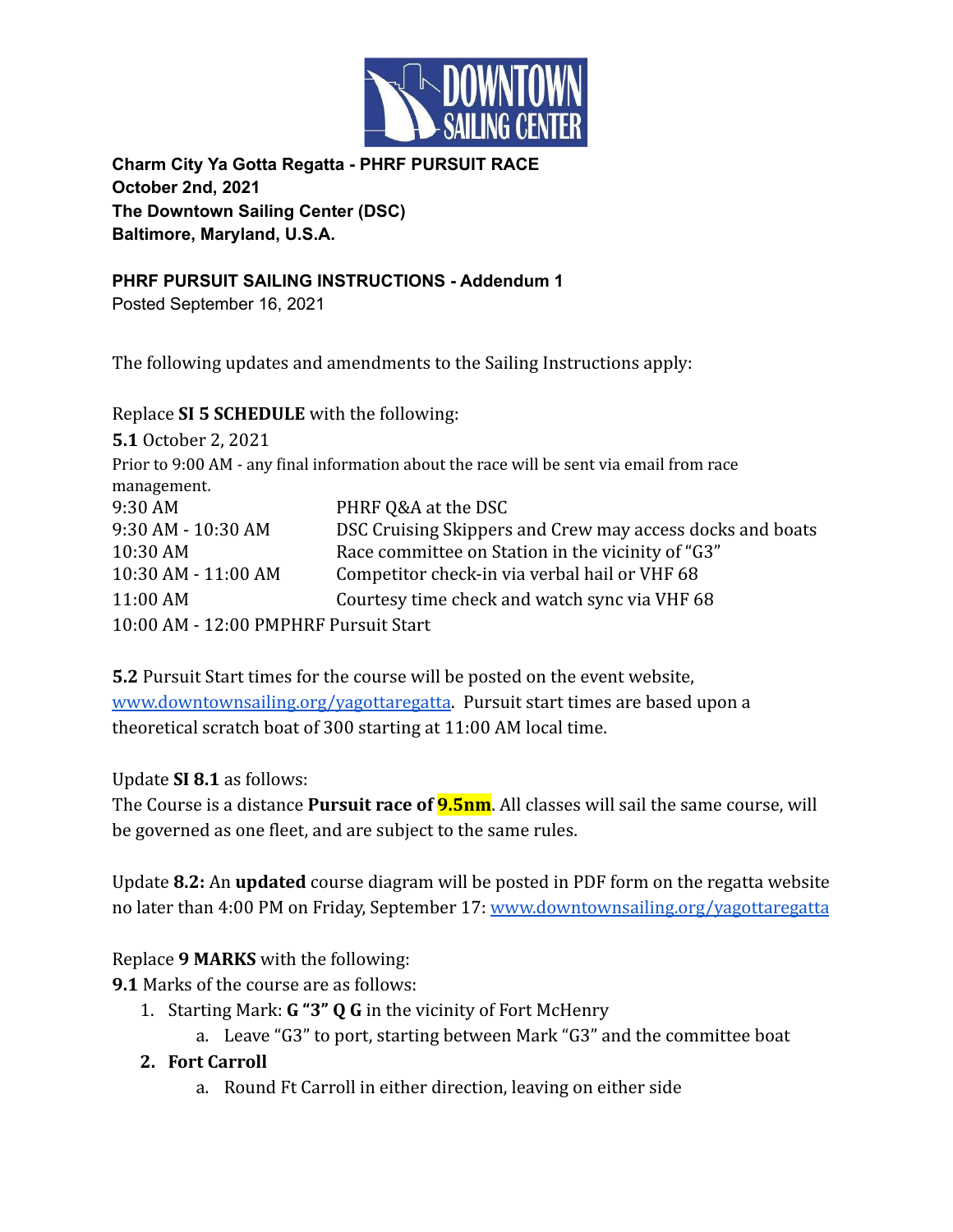**Charm City Ya Gotta Regatta - PHRF PURSUIT RACE**
**October 2nd, 2021**
**The Downtown Sailing Center (DSC)**
**Baltimore, Maryland, U.S.A.**

**PHRF PURSUIT SAILING INSTRUCTIONS - Addendum 1**
Posted September 16, 2021

The following updates and amendments to the Sailing Instructions apply:

Replace **SI 5 SCHEDULE** with the following:

**5.1** October 2, 2021

Prior to 9:00 AM - any final information about the race will be sent via email from race management.

| | |
|---|---|
| 9:30 AM | PHRF Q&A at the DSC |
| 9:30 AM - 10:30 AM | DSC Cruising Skippers and Crew may access docks and boats |
| 10:30 AM | Race committee on Station in the vicinity of "G3" |
| 10:30 AM - 11:00 AM | Competitor check-in via verbal hail or VHF 68 |
| 11:00 AM | Courtesy time check and watch sync via VHF 68 |
| 10:00 AM - 12:00 PM | PHRF Pursuit Start |

**5.2** Pursuit Start times for the course will be posted on the event website, www.downtownsailing.org/yagottaregatta. Pursuit start times are based upon a theoretical scratch boat of 300 starting at 11:00 AM local time.

Update **SI 8.1** as follows:
The Course is a distance **Pursuit race of 9.5nm**. All classes will sail the same course, will be governed as one fleet, and are subject to the same rules.

Update **8.2:** An **updated** course diagram will be posted in PDF form on the regatta website no later than 4:00 PM on Friday, September 17: www.downtownsailing.org/yagottaregatta

Replace **9 MARKS** with the following:

**9.1** Marks of the course are as follows:

1. Starting Mark: **G "3" Q G** in the vicinity of Fort McHenry
   a. Leave "G3" to port, starting between Mark "G3" and the committee boat
2. **Fort Carroll**
   a. Round Ft Carroll in either direction, leaving on either side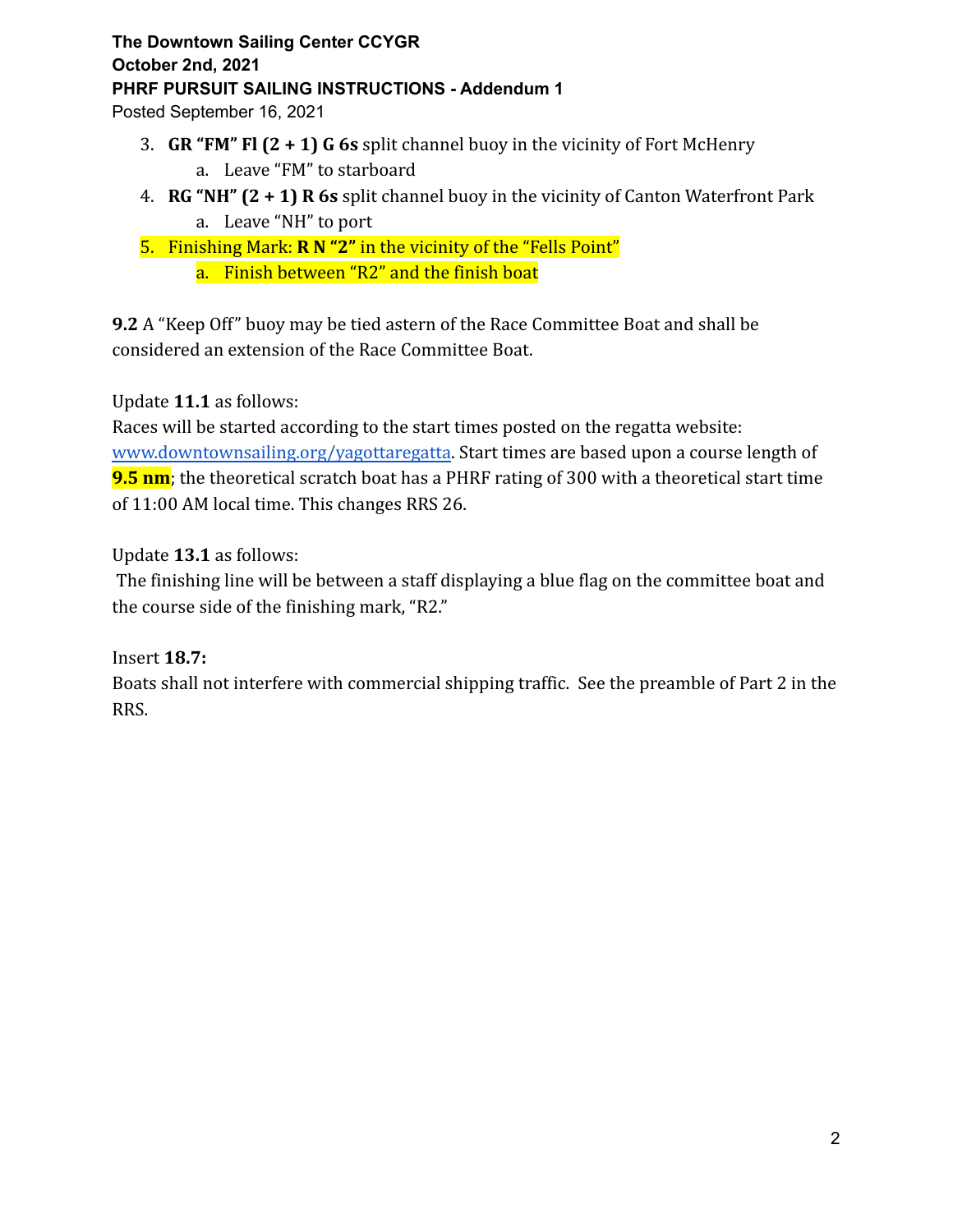**The Downtown Sailing Center CCYGR**
**October 2nd, 2021**
**PHRF PURSUIT SAILING INSTRUCTIONS - Addendum 1**
Posted September 16, 2021

3. **GR "FM" Fl (2 + 1) G 6s** split channel buoy in the vicinity of Fort McHenry
   a. Leave "FM" to starboard
4. **RG "NH" (2 + 1) R 6s** split channel buoy in the vicinity of Canton Waterfront Park
   a. Leave "NH" to port
5. Finishing Mark: **R N "2"** in the vicinity of the "Fells Point"
   a. Finish between "R2" and the finish boat

**9.2** A "Keep Off" buoy may be tied astern of the Race Committee Boat and shall be considered an extension of the Race Committee Boat.

Update **11.1** as follows:
Races will be started according to the start times posted on the regatta website: www.downtownsailing.org/yagottaregatta. Start times are based upon a course length of **9.5 nm**; the theoretical scratch boat has a PHRF rating of 300 with a theoretical start time of 11:00 AM local time. This changes RRS 26.

Update **13.1** as follows:
The finishing line will be between a staff displaying a blue flag on the committee boat and the course side of the finishing mark, "R2."

Insert **18.7:**
Boats shall not interfere with commercial shipping traffic. See the preamble of Part 2 in the RRS.